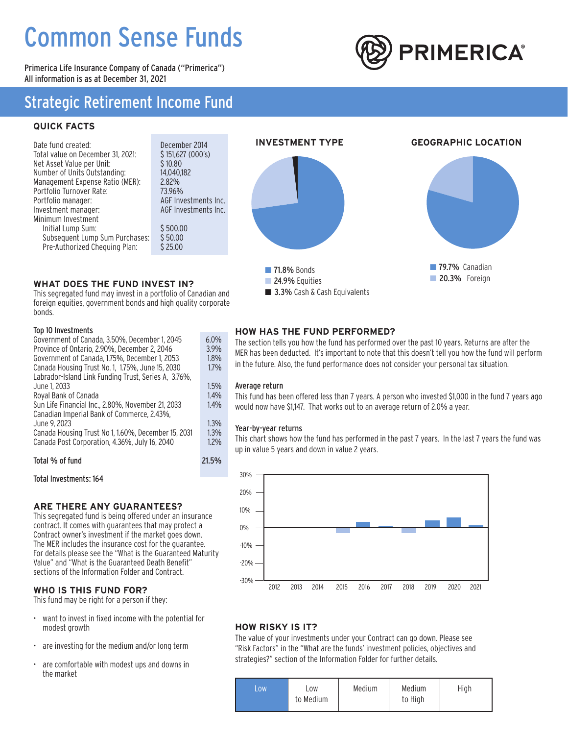# Common Sense Funds

Primerica Life Insurance Company of Canada ("Primerica")
All information is as at December 31, 2021

PRIMERICA®

## Strategic Retirement Income Fund

### QUICK FACTS

| | |
|---|---|
| Date fund created: | December 2014 |
| Total value on December 31, 2021: | $ 151,627 (000's) |
| Net Asset Value per Unit: | $ 10.80 |
| Number of Units Outstanding: | 14,040,182 |
| Management Expense Ratio (MER): | 2.82% |
| Portfolio Turnover Rate: | 73.96% |
| Portfolio manager: | AGF Investments Inc. |
| Investment manager: | AGF Investments Inc. |
| Minimum Investment | |
| Initial Lump Sum: | $ 500.00 |
| Subsequent Lump Sum Purchases: | $ 50.00 |
| Pre-Authorized Chequing Plan: | $ 25.00 |

### INVESTMENT TYPE

- **71.8%** Bonds
- **24.9%** Equities
- **3.3%** Cash & Cash Equivalents

### GEOGRAPHIC LOCATION

- **79.7%** Canadian
- **20.3%** Foreign

### WHAT DOES THE FUND INVEST IN?

This segregated fund may invest in a portfolio of Canadian and foreign equities, government bonds and high quality corporate bonds.

| Top 10 Investments | |
|---|---|
| Government of Canada, 3.50%, December 1, 2045 | 6.0% |
| Province of Ontario, 2.90%, December 2, 2046 | 3.9% |
| Government of Canada, 1.75%, December 1, 2053 | 1.8% |
| Canada Housing Trust No. 1, 1.75%, June 15, 2030 | 1.7% |
| Labrador-Island Link Funding Trust, Series A, 3.76%, June 1, 2033 | 1.5% |
| Royal Bank of Canada | 1.4% |
| Sun Life Financial Inc., 2.80%, November 21, 2033 | 1.4% |
| Canadian Imperial Bank of Commerce, 2.43%, June 9, 2023 | 1.3% |
| Canada Housing Trust No 1, 1.60%, December 15, 2031 | 1.3% |
| Canada Post Corporation, 4.36%, July 16, 2040 | 1.2% |
| **Total % of fund** | **21.5%** |

**Total Investments: 164**

### HOW HAS THE FUND PERFORMED?

The section tells you how the fund has performed over the past 10 years. Returns are after the MER has been deducted. It's important to note that this doesn't tell you how the fund will perform in the future. Also, the fund performance does not consider your personal tax situation.

#### Average return

This fund has been offered less than 7 years. A person who invested $1,000 in the fund 7 years ago would now have $1,147. That works out to an average return of 2.0% a year.

#### Year-by-year returns

This chart shows how the fund has performed in the past 7 years. In the last 7 years the fund was up in value 5 years and down in value 2 years.

### ARE THERE ANY GUARANTEES?

This segregated fund is being offered under an insurance contract. It comes with guarantees that may protect a Contract owner's investment if the market goes down. The MER includes the insurance cost for the guarantee. For details please see the "What is the Guaranteed Maturity Value" and "What is the Guaranteed Death Benefit" sections of the Information Folder and Contract.

### WHO IS THIS FUND FOR?

This fund may be right for a person if they:

- want to invest in fixed income with the potential for modest growth
- are investing for the medium and/or long term
- are comfortable with modest ups and downs in the market

### HOW RISKY IS IT?

The value of your investments under your Contract can go down. Please see "Risk Factors" in the "What are the funds' investment policies, objectives and strategies?" section of the Information Folder for further details.

| **Low** | Low to Medium | Medium | Medium to High | High |
|---|---|---|---|---|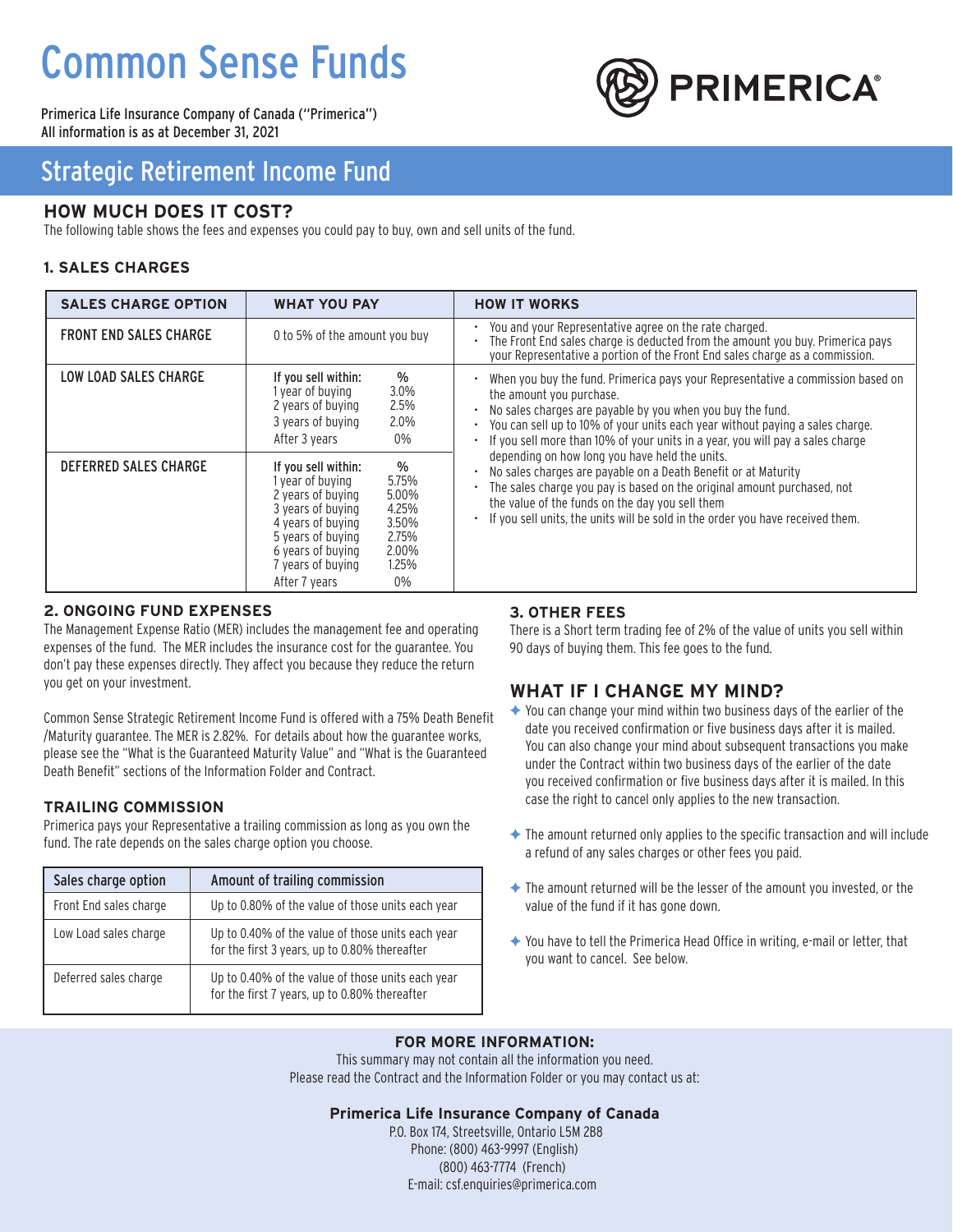# Common Sense Funds

Primerica Life Insurance Company of Canada ("Primerica")
All information is as at December 31, 2021

PRIMERICA®

## Strategic Retirement Income Fund

### HOW MUCH DOES IT COST?

The following table shows the fees and expenses you could pay to buy, own and sell units of the fund.

#### 1. SALES CHARGES

| SALES CHARGE OPTION | WHAT YOU PAY | HOW IT WORKS |
|---|---|---|
| FRONT END SALES CHARGE | 0 to 5% of the amount you buy | • You and your Representative agree on the rate charged.<br>• The Front End sales charge is deducted from the amount you buy. Primerica pays your Representative a portion of the Front End sales charge as a commission. |
| LOW LOAD SALES CHARGE | If you sell within: % <br>1 year of buying 3.0%<br>2 years of buying 2.5%<br>3 years of buying 2.0%<br>After 3 years 0% | • When you buy the fund. Primerica pays your Representative a commission based on the amount you purchase.<br>• No sales charges are payable by you when you buy the fund.<br>• You can sell up to 10% of your units each year without paying a sales charge.<br>• If you sell more than 10% of your units in a year, you will pay a sales charge depending on how long you have held the units.<br>• No sales charges are payable on a Death Benefit or at Maturity<br>• The sales charge you pay is based on the original amount purchased, not the value of the funds on the day you sell them<br>• If you sell units, the units will be sold in the order you have received them. |
| DEFERRED SALES CHARGE | If you sell within: % <br>1 year of buying 5.75%<br>2 years of buying 5.00%<br>3 years of buying 4.25%<br>4 years of buying 3.50%<br>5 years of buying 2.75%<br>6 years of buying 2.00%<br>7 years of buying 1.25%<br>After 7 years 0% | |

#### 2. ONGOING FUND EXPENSES

The Management Expense Ratio (MER) includes the management fee and operating expenses of the fund. The MER includes the insurance cost for the guarantee. You don't pay these expenses directly. They affect you because they reduce the return you get on your investment.

Common Sense Strategic Retirement Income Fund is offered with a 75% Death Benefit /Maturity guarantee. The MER is 2.82%. For details about how the guarantee works, please see the "What is the Guaranteed Maturity Value" and "What is the Guaranteed Death Benefit" sections of the Information Folder and Contract.

#### TRAILING COMMISSION

Primerica pays your Representative a trailing commission as long as you own the fund. The rate depends on the sales charge option you choose.

| Sales charge option | Amount of trailing commission |
|---|---|
| Front End sales charge | Up to 0.80% of the value of those units each year |
| Low Load sales charge | Up to 0.40% of the value of those units each year for the first 3 years, up to 0.80% thereafter |
| Deferred sales charge | Up to 0.40% of the value of those units each year for the first 7 years, up to 0.80% thereafter |

#### 3. OTHER FEES

There is a Short term trading fee of 2% of the value of units you sell within 90 days of buying them. This fee goes to the fund.

### WHAT IF I CHANGE MY MIND?

- You can change your mind within two business days of the earlier of the date you received confirmation or five business days after it is mailed. You can also change your mind about subsequent transactions you make under the Contract within two business days of the earlier of the date you received confirmation or five business days after it is mailed. In this case the right to cancel only applies to the new transaction.
- The amount returned only applies to the specific transaction and will include a refund of any sales charges or other fees you paid.
- The amount returned will be the lesser of the amount you invested, or the value of the fund if it has gone down.
- You have to tell the Primerica Head Office in writing, e-mail or letter, that you want to cancel. See below.

**FOR MORE INFORMATION:**

This summary may not contain all the information you need.
Please read the Contract and the Information Folder or you may contact us at:

**Primerica Life Insurance Company of Canada**

P.O. Box 174, Streetsville, Ontario L5M 2B8
Phone: (800) 463-9997 (English)
(800) 463-7774 (French)
E-mail: csf.enquiries@primerica.com